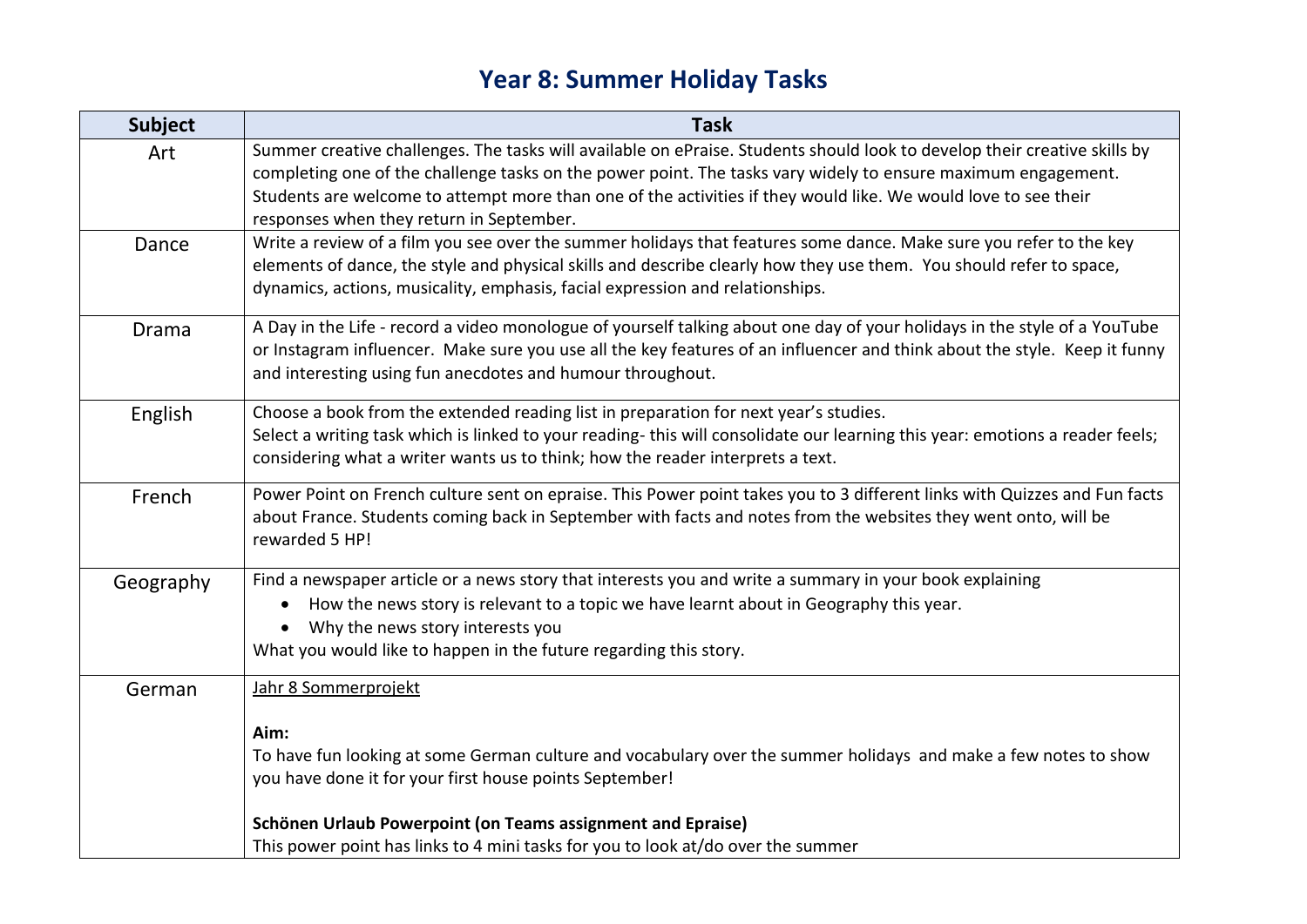# Year 8: Summer Holiday Tasks

| Subject | Task |
| --- | --- |
| Art | Summer creative challenges. The tasks will available on ePraise. Students should look to develop their creative skills by completing one of the challenge tasks on the power point. The tasks vary widely to ensure maximum engagement. Students are welcome to attempt more than one of the activities if they would like. We would love to see their responses when they return in September. |
| Dance | Write a review of a film you see over the summer holidays that features some dance. Make sure you refer to the key elements of dance, the style and physical skills and describe clearly how they use them. You should refer to space, dynamics, actions, musicality, emphasis, facial expression and relationships. |
| Drama | A Day in the Life - record a video monologue of yourself talking about one day of your holidays in the style of a YouTube or Instagram influencer. Make sure you use all the key features of an influencer and think about the style. Keep it funny and interesting using fun anecdotes and humour throughout. |
| English | Choose a book from the extended reading list in preparation for next year's studies.<br>Select a writing task which is linked to your reading- this will consolidate our learning this year: emotions a reader feels; considering what a writer wants us to think; how the reader interprets a text. |
| French | Power Point on French culture sent on epraise. This Power point takes you to 3 different links with Quizzes and Fun facts about France. Students coming back in September with facts and notes from the websites they went onto, will be rewarded 5 HP! |
| Geography | Find a newspaper article or a news story that interests you and write a summary in your book explaining<br>• How the news story is relevant to a topic we have learnt about in Geography this year.<br>• Why the news story interests you<br>What you would like to happen in the future regarding this story. |
| German | Jahr 8 Sommerprojekt<br><br>**Aim:**<br>To have fun looking at some German culture and vocabulary over the summer holidays and make a few notes to show you have done it for your first house points September!<br><br>**Schönen Urlaub Powerpoint (on Teams assignment and Epraise)**<br>This power point has links to 4 mini tasks for you to look at/do over the summer |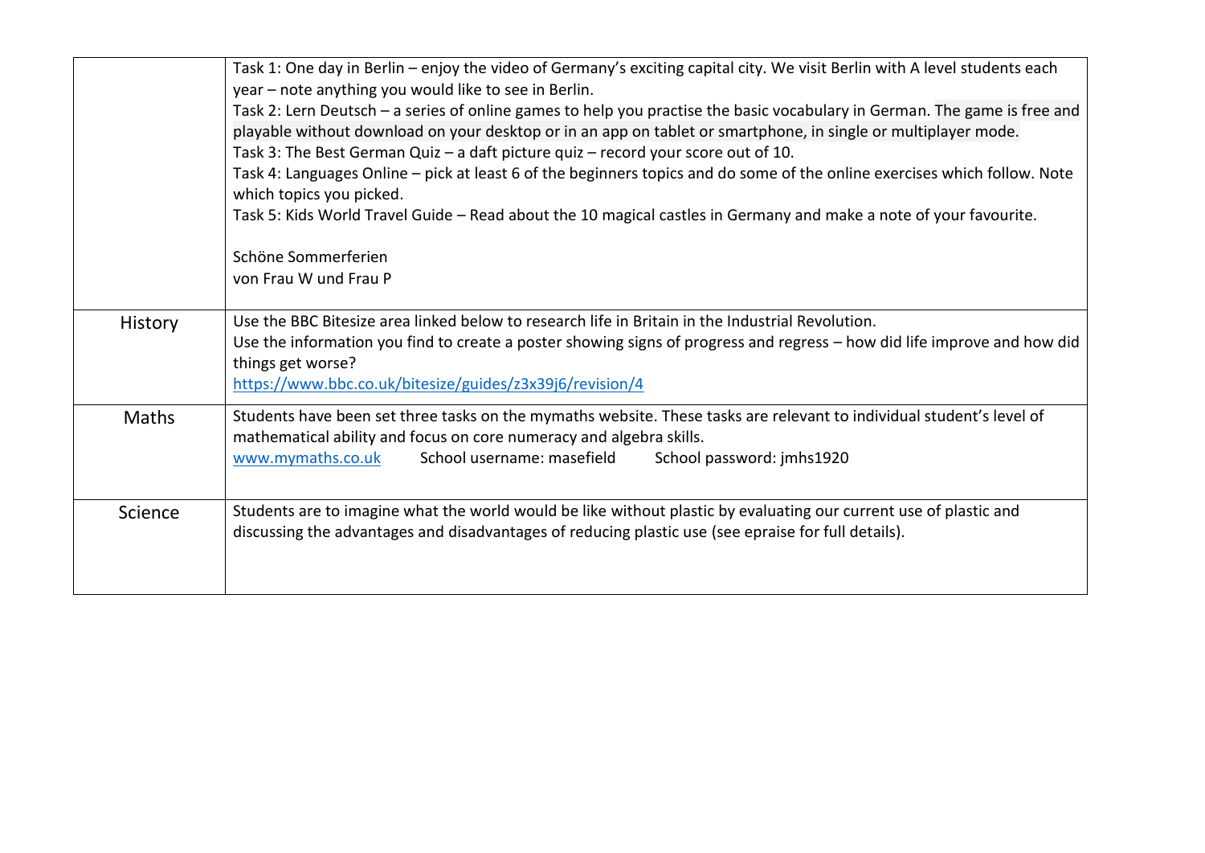| | |
|---|---|
| | Task 1: One day in Berlin – enjoy the video of Germany's exciting capital city. We visit Berlin with A level students each year – note anything you would like to see in Berlin.<br>Task 2: Lern Deutsch – a series of online games to help you practise the basic vocabulary in German. The game is free and playable without download on your desktop or in an app on tablet or smartphone, in single or multiplayer mode.<br>Task 3: The Best German Quiz – a daft picture quiz – record your score out of 10.<br>Task 4: Languages Online – pick at least 6 of the beginners topics and do some of the online exercises which follow. Note which topics you picked.<br>Task 5: Kids World Travel Guide – Read about the 10 magical castles in Germany and make a note of your favourite.<br><br>Schöne Sommerferien<br>von Frau W und Frau P |
| History | Use the BBC Bitesize area linked below to research life in Britain in the Industrial Revolution.<br>Use the information you find to create a poster showing signs of progress and regress – how did life improve and how did things get worse?<br>https://www.bbc.co.uk/bitesize/guides/z3x39j6/revision/4 |
| Maths | Students have been set three tasks on the mymaths website. These tasks are relevant to individual student's level of mathematical ability and focus on core numeracy and algebra skills.<br>www.mymaths.co.uk School username: masefield School password: jmhs1920 |
| Science | Students are to imagine what the world would be like without plastic by evaluating our current use of plastic and discussing the advantages and disadvantages of reducing plastic use (see epraise for full details). |